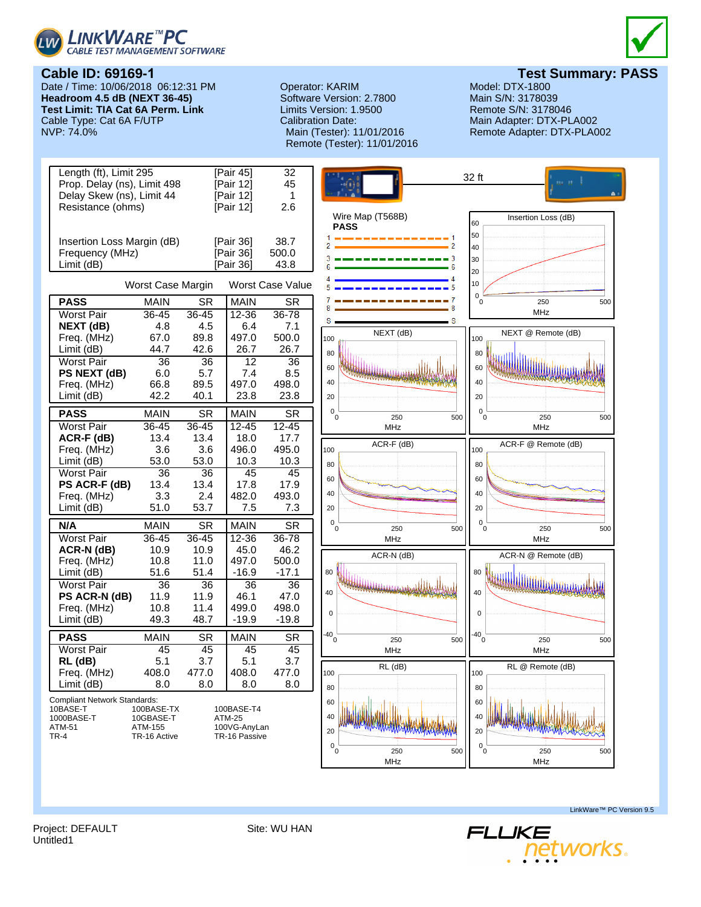**LINKWARE™ PC**
CABLE TEST MANAGEMENT SOFTWARE

## Cable ID: 69169-1

## Test Summary: PASS

Date / Time: 10/06/2018 06:12:31 PM
**Headroom 4.5 dB (NEXT 36-45)**
**Test Limit: TIA Cat 6A Perm. Link**
Cable Type: Cat 6A F/UTP
NVP: 74.0%

Operator: KARIM
Software Version: 2.7800
Limits Version: 1.9500
Calibration Date:
Main (Tester): 11/01/2016
Remote (Tester): 11/01/2016

Model: DTX-1800
Main S/N: 3178039
Remote S/N: 3178046
Main Adapter: DTX-PLA002
Remote Adapter: DTX-PLA002

| | | |
|---|---|---|
| Length (ft), Limit 295 | [Pair 45] | 32 |
| Prop. Delay (ns), Limit 498 | [Pair 12] | 45 |
| Delay Skew (ns), Limit 44 | [Pair 12] | 1 |
| Resistance (ohms) | [Pair 12] | 2.6 |
| Insertion Loss Margin (dB) | [Pair 36] | 38.7 |
| Frequency (MHz) | [Pair 36] | 500.0 |
| Limit (dB) | [Pair 36] | 43.8 |

| | Worst Case Margin | | Worst Case Value | |
|---|---|---|---|---|
| **PASS** | MAIN | SR | MAIN | SR |
| Worst Pair | 36-45 | 36-45 | 12-36 | 36-78 |
| **NEXT (dB)** | 4.8 | 4.5 | 6.4 | 7.1 |
| Freq. (MHz) | 67.0 | 89.8 | 497.0 | 500.0 |
| Limit (dB) | 44.7 | 42.6 | 26.7 | 26.7 |
| Worst Pair | 36 | 36 | 12 | 36 |
| **PS NEXT (dB)** | 6.0 | 5.7 | 7.4 | 8.5 |
| Freq. (MHz) | 66.8 | 89.5 | 497.0 | 498.0 |
| Limit (dB) | 42.2 | 40.1 | 23.8 | 23.8 |

| | | | | |
|---|---|---|---|---|
| **PASS** | MAIN | SR | MAIN | SR |
| Worst Pair | 36-45 | 36-45 | 12-45 | 12-45 |
| **ACR-F (dB)** | 13.4 | 13.4 | 18.0 | 17.7 |
| Freq. (MHz) | 3.6 | 3.6 | 496.0 | 495.0 |
| Limit (dB) | 53.0 | 53.0 | 10.3 | 10.3 |
| Worst Pair | 36 | 36 | 45 | 45 |
| **PS ACR-F (dB)** | 13.4 | 13.4 | 17.8 | 17.9 |
| Freq. (MHz) | 3.3 | 2.4 | 482.0 | 493.0 |
| Limit (dB) | 51.0 | 53.7 | 7.5 | 7.3 |

| | | | | |
|---|---|---|---|---|
| **N/A** | MAIN | SR | MAIN | SR |
| Worst Pair | 36-45 | 36-45 | 12-36 | 36-78 |
| **ACR-N (dB)** | 10.9 | 10.9 | 45.0 | 46.2 |
| Freq. (MHz) | 10.8 | 11.0 | 497.0 | 500.0 |
| Limit (dB) | 51.6 | 51.4 | -16.9 | -17.1 |
| Worst Pair | 36 | 36 | 36 | 36 |
| **PS ACR-N (dB)** | 11.9 | 11.9 | 46.1 | 47.0 |
| Freq. (MHz) | 10.8 | 11.4 | 499.0 | 498.0 |
| Limit (dB) | 49.3 | 48.7 | -19.9 | -19.8 |

| | | | | |
|---|---|---|---|---|
| **PASS** | MAIN | SR | MAIN | SR |
| Worst Pair | 45 | 45 | 45 | 45 |
| **RL (dB)** | 5.1 | 3.7 | 5.1 | 3.7 |
| Freq. (MHz) | 408.0 | 477.0 | 408.0 | 477.0 |
| Limit (dB) | 8.0 | 8.0 | 8.0 | 8.0 |

Compliant Network Standards:

| | | |
|---|---|---|
| 10BASE-T | 100BASE-TX | 100BASE-T4 |
| 1000BASE-T | 10GBASE-T | ATM-25 |
| ATM-51 | ATM-155 | 100VG-AnyLan |
| TR-4 | TR-16 Active | TR-16 Passive |

32 ft

Wire Map (T568B)
**PASS**

Insertion Loss (dB)

NEXT (dB)

NEXT @ Remote (dB)

ACR-F (dB)

ACR-F @ Remote (dB)

ACR-N (dB)

ACR-N @ Remote (dB)

RL (dB)

RL @ Remote (dB)

LinkWare™ PC Version 9.5

Project: DEFAULT
Untitled1

Site: WU HAN

FLUKE networks.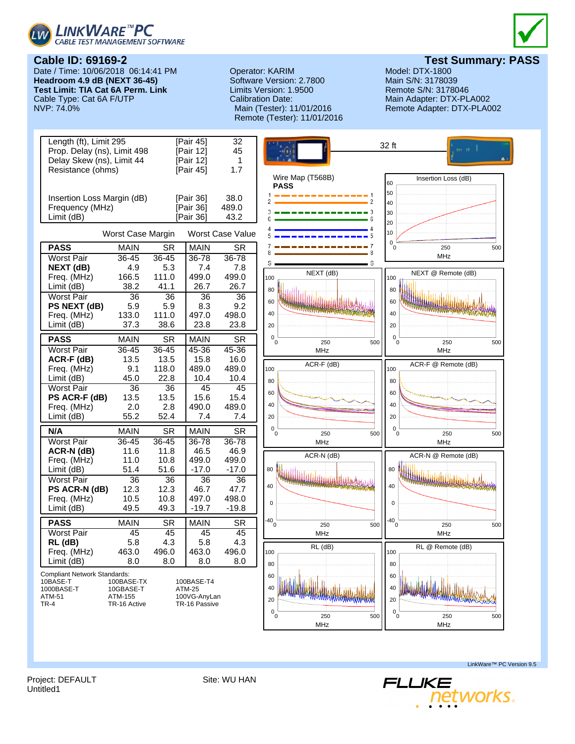LINKWARE™PC
CABLE TEST MANAGEMENT SOFTWARE

## Cable ID: 69169-2

## Test Summary: PASS

Date / Time: 10/06/2018 06:14:41 PM
**Headroom 4.9 dB (NEXT 36-45)**
**Test Limit: TIA Cat 6A Perm. Link**
Cable Type: Cat 6A F/UTP
NVP: 74.0%

Operator: KARIM
Software Version: 2.7800
Limits Version: 1.9500
Calibration Date:
Main (Tester): 11/01/2016
Remote (Tester): 11/01/2016

Model: DTX-1800
Main S/N: 3178039
Remote S/N: 3178046
Main Adapter: DTX-PLA002
Remote Adapter: DTX-PLA002

| | | |
|---|---|---|
| Length (ft), Limit 295 | [Pair 45] | 32 |
| Prop. Delay (ns), Limit 498 | [Pair 12] | 45 |
| Delay Skew (ns), Limit 44 | [Pair 12] | 1 |
| Resistance (ohms) | [Pair 45] | 1.7 |
| Insertion Loss Margin (dB) | [Pair 36] | 38.0 |
| Frequency (MHz) | [Pair 36] | 489.0 |
| Limit (dB) | [Pair 36] | 43.2 |

| | Worst Case Margin | | Worst Case Value | |
|---|---|---|---|---|
| **PASS** | MAIN | SR | MAIN | SR |
| Worst Pair | 36-45 | 36-45 | 36-78 | 36-78 |
| **NEXT (dB)** | 4.9 | 5.3 | 7.4 | 7.8 |
| Freq. (MHz) | 166.5 | 111.0 | 499.0 | 499.0 |
| Limit (dB) | 38.2 | 41.1 | 26.7 | 26.7 |
| Worst Pair | 36 | 36 | 36 | 36 |
| **PS NEXT (dB)** | 5.9 | 5.9 | 8.3 | 9.2 |
| Freq. (MHz) | 133.0 | 111.0 | 497.0 | 498.0 |
| Limit (dB) | 37.3 | 38.6 | 23.8 | 23.8 |

| **PASS** | MAIN | SR | MAIN | SR |
|---|---|---|---|---|
| Worst Pair | 36-45 | 36-45 | 45-36 | 45-36 |
| **ACR-F (dB)** | 13.5 | 13.5 | 15.8 | 16.0 |
| Freq. (MHz) | 9.1 | 118.0 | 489.0 | 489.0 |
| Limit (dB) | 45.0 | 22.8 | 10.4 | 10.4 |
| Worst Pair | 36 | 36 | 45 | 45 |
| **PS ACR-F (dB)** | 13.5 | 13.5 | 15.6 | 15.4 |
| Freq. (MHz) | 2.0 | 2.8 | 490.0 | 489.0 |
| Limit (dB) | 55.2 | 52.4 | 7.4 | 7.4 |

| **N/A** | MAIN | SR | MAIN | SR |
|---|---|---|---|---|
| Worst Pair | 36-45 | 36-45 | 36-78 | 36-78 |
| **ACR-N (dB)** | 11.6 | 11.8 | 46.5 | 46.9 |
| Freq. (MHz) | 11.0 | 10.8 | 499.0 | 499.0 |
| Limit (dB) | 51.4 | 51.6 | -17.0 | -17.0 |
| Worst Pair | 36 | 36 | 36 | 36 |
| **PS ACR-N (dB)** | 12.3 | 12.3 | 46.7 | 47.7 |
| Freq. (MHz) | 10.5 | 10.8 | 497.0 | 498.0 |
| Limit (dB) | 49.5 | 49.3 | -19.7 | -19.8 |

| **PASS** | MAIN | SR | MAIN | SR |
|---|---|---|---|---|
| Worst Pair | 45 | 45 | 45 | 45 |
| **RL (dB)** | 5.8 | 4.3 | 5.8 | 4.3 |
| Freq. (MHz) | 463.0 | 496.0 | 463.0 | 496.0 |
| Limit (dB) | 8.0 | 8.0 | 8.0 | 8.0 |

Compliant Network Standards:

| | | |
|---|---|---|
| 10BASE-T | 100BASE-TX | 100BASE-T4 |
| 1000BASE-T | 10GBASE-T | ATM-25 |
| ATM-51 | ATM-155 | 100VG-AnyLan |
| TR-4 | TR-16 Active | TR-16 Passive |

32 ft

Wire Map (T568B)
**PASS**

Insertion Loss (dB)

NEXT (dB)

NEXT @ Remote (dB)

ACR-F (dB)

ACR-F @ Remote (dB)

ACR-N (dB)

ACR-N @ Remote (dB)

RL (dB)

RL @ Remote (dB)

LinkWare™ PC Version 9.5

Project: DEFAULT
Untitled1

Site: WU HAN

FLUKE networks.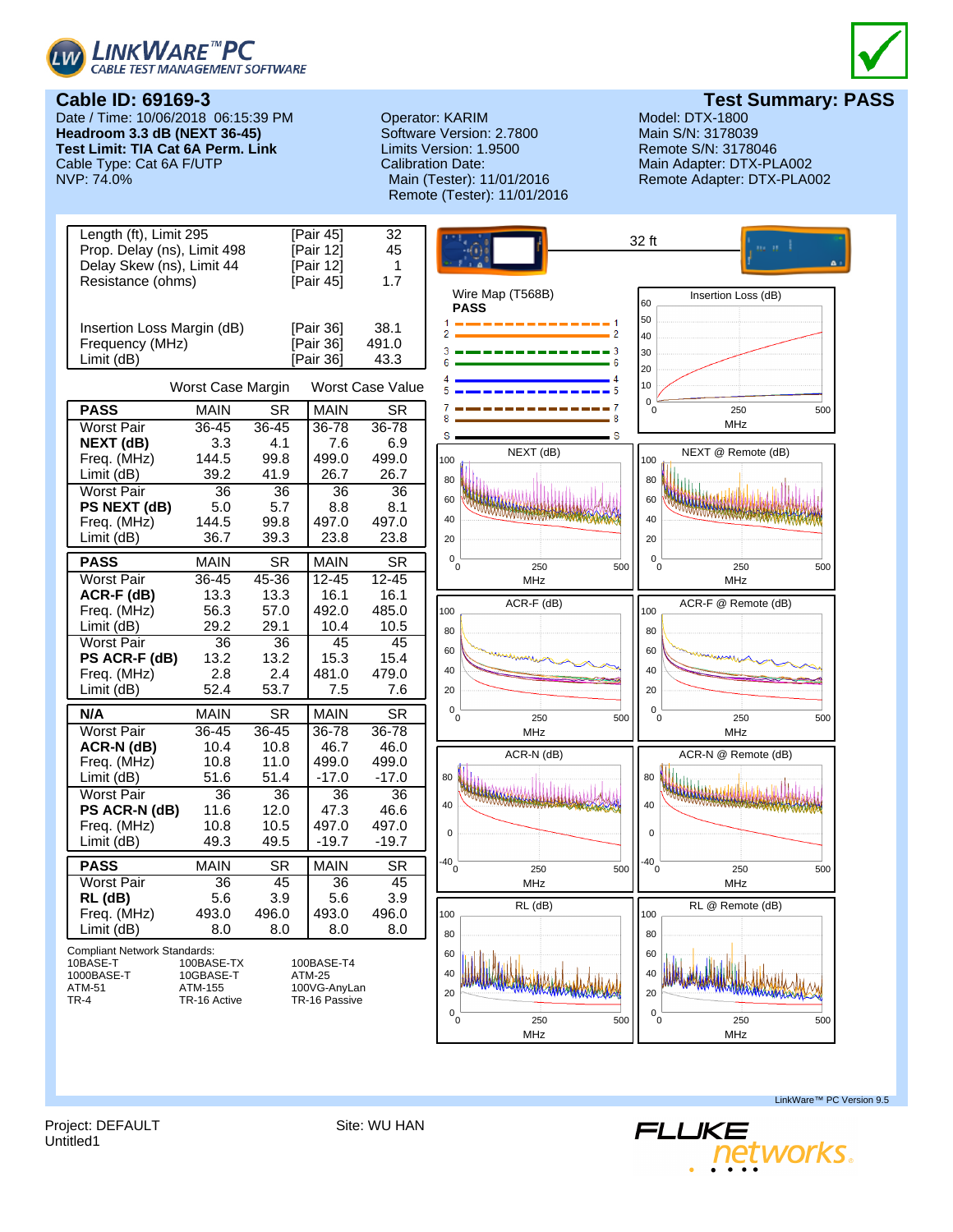LINKWARE™ PC
CABLE TEST MANAGEMENT SOFTWARE

## Cable ID: 69169-3

## Test Summary: PASS

Date / Time: 10/06/2018 06:15:39 PM
**Headroom 3.3 dB (NEXT 36-45)**
**Test Limit: TIA Cat 6A Perm. Link**
Cable Type: Cat 6A F/UTP
NVP: 74.0%

Operator: KARIM
Software Version: 2.7800
Limits Version: 1.9500
Calibration Date:
Main (Tester): 11/01/2016
Remote (Tester): 11/01/2016

Model: DTX-1800
Main S/N: 3178039
Remote S/N: 3178046
Main Adapter: DTX-PLA002
Remote Adapter: DTX-PLA002

| | | |
|---|---|---|
| Length (ft), Limit 295 | [Pair 45] | 32 |
| Prop. Delay (ns), Limit 498 | [Pair 12] | 45 |
| Delay Skew (ns), Limit 44 | [Pair 12] | 1 |
| Resistance (ohms) | [Pair 45] | 1.7 |
| Insertion Loss Margin (dB) | [Pair 36] | 38.1 |
| Frequency (MHz) | [Pair 36] | 491.0 |
| Limit (dB) | [Pair 36] | 43.3 |

| | Worst Case Margin | | Worst Case Value | |
|---|---|---|---|---|
| **PASS** | MAIN | SR | MAIN | SR |
| Worst Pair | 36-45 | 36-45 | 36-78 | 36-78 |
| **NEXT (dB)** | 3.3 | 4.1 | 7.6 | 6.9 |
| Freq. (MHz) | 144.5 | 99.8 | 499.0 | 499.0 |
| Limit (dB) | 39.2 | 41.9 | 26.7 | 26.7 |
| Worst Pair | 36 | 36 | 36 | 36 |
| **PS NEXT (dB)** | 5.0 | 5.7 | 8.8 | 8.1 |
| Freq. (MHz) | 144.5 | 99.8 | 497.0 | 497.0 |
| Limit (dB) | 36.7 | 39.3 | 23.8 | 23.8 |

| **PASS** | MAIN | SR | MAIN | SR |
|---|---|---|---|---|
| Worst Pair | 36-45 | 45-36 | 12-45 | 12-45 |
| **ACR-F (dB)** | 13.3 | 13.3 | 16.1 | 16.1 |
| Freq. (MHz) | 56.3 | 57.0 | 492.0 | 485.0 |
| Limit (dB) | 29.2 | 29.1 | 10.4 | 10.5 |
| Worst Pair | 36 | 36 | 45 | 45 |
| **PS ACR-F (dB)** | 13.2 | 13.2 | 15.3 | 15.4 |
| Freq. (MHz) | 2.8 | 2.4 | 481.0 | 479.0 |
| Limit (dB) | 52.4 | 53.7 | 7.5 | 7.6 |

| **N/A** | MAIN | SR | MAIN | SR |
|---|---|---|---|---|
| Worst Pair | 36-45 | 36-45 | 36-78 | 36-78 |
| **ACR-N (dB)** | 10.4 | 10.8 | 46.7 | 46.0 |
| Freq. (MHz) | 10.8 | 11.0 | 499.0 | 499.0 |
| Limit (dB) | 51.6 | 51.4 | -17.0 | -17.0 |
| Worst Pair | 36 | 36 | 36 | 36 |
| **PS ACR-N (dB)** | 11.6 | 12.0 | 47.3 | 46.6 |
| Freq. (MHz) | 10.8 | 10.5 | 497.0 | 497.0 |
| Limit (dB) | 49.3 | 49.5 | -19.7 | -19.7 |

| **PASS** | MAIN | SR | MAIN | SR |
|---|---|---|---|---|
| Worst Pair | 36 | 45 | 36 | 45 |
| **RL (dB)** | 5.6 | 3.9 | 5.6 | 3.9 |
| Freq. (MHz) | 493.0 | 496.0 | 493.0 | 496.0 |
| Limit (dB) | 8.0 | 8.0 | 8.0 | 8.0 |

Compliant Network Standards:

| | | |
|---|---|---|
| 10BASE-T | 100BASE-TX | 100BASE-T4 |
| 1000BASE-T | 10GBASE-T | ATM-25 |
| ATM-51 | ATM-155 | 100VG-AnyLan |
| TR-4 | TR-16 Active | TR-16 Passive |

32 ft

Wire Map (T568B)
**PASS**

Insertion Loss (dB)

NEXT (dB)

NEXT @ Remote (dB)

ACR-F (dB)

ACR-F @ Remote (dB)

ACR-N (dB)

ACR-N @ Remote (dB)

RL (dB)

RL @ Remote (dB)

LinkWare™ PC Version 9.5

Project: DEFAULT
Untitled1

Site: WU HAN

FLUKE networks.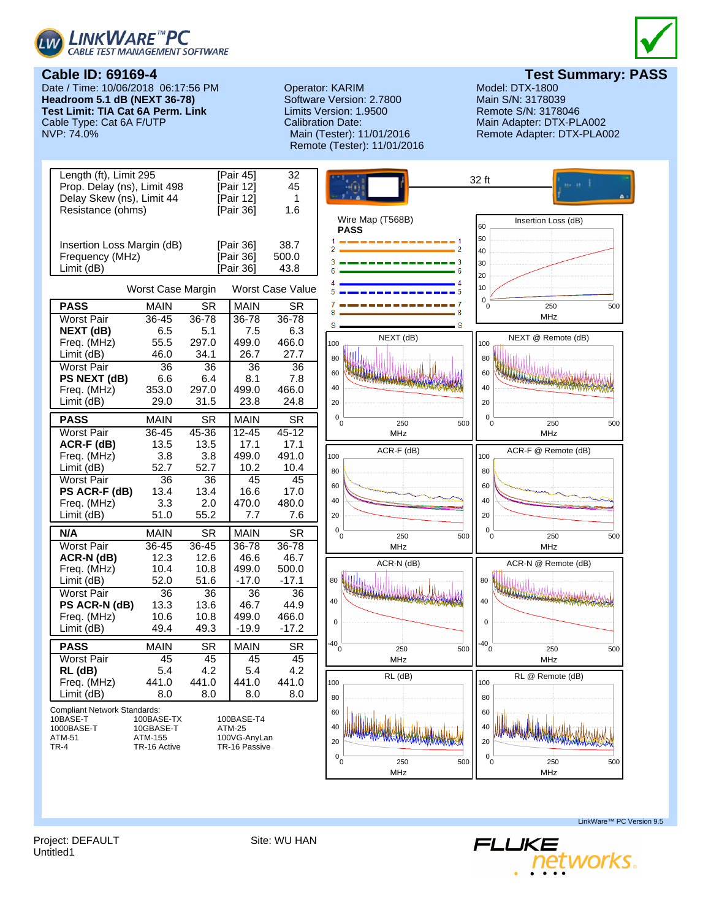LINKWARE™ PC
CABLE TEST MANAGEMENT SOFTWARE

## Cable ID: 69169-4

## Test Summary: PASS

Date / Time: 10/06/2018 06:17:56 PM
**Headroom 5.1 dB (NEXT 36-78)**
**Test Limit: TIA Cat 6A Perm. Link**
Cable Type: Cat 6A F/UTP
NVP: 74.0%

Operator: KARIM
Software Version: 2.7800
Limits Version: 1.9500
Calibration Date:
Main (Tester): 11/01/2016
Remote (Tester): 11/01/2016

Model: DTX-1800
Main S/N: 3178039
Remote S/N: 3178046
Main Adapter: DTX-PLA002
Remote Adapter: DTX-PLA002

| | | |
|---|---|---|
| Length (ft), Limit 295 | [Pair 45] | 32 |
| Prop. Delay (ns), Limit 498 | [Pair 12] | 45 |
| Delay Skew (ns), Limit 44 | [Pair 12] | 1 |
| Resistance (ohms) | [Pair 36] | 1.6 |
| Insertion Loss Margin (dB) | [Pair 36] | 38.7 |
| Frequency (MHz) | [Pair 36] | 500.0 |
| Limit (dB) | [Pair 36] | 43.8 |

| | Worst Case Margin | | Worst Case Value | |
|---|---|---|---|---|
| **PASS** | MAIN | SR | MAIN | SR |
| Worst Pair | 36-45 | 36-78 | 36-78 | 36-78 |
| **NEXT (dB)** | 6.5 | 5.1 | 7.5 | 6.3 |
| Freq. (MHz) | 55.5 | 297.0 | 499.0 | 466.0 |
| Limit (dB) | 46.0 | 34.1 | 26.7 | 27.7 |
| Worst Pair | 36 | 36 | 36 | 36 |
| **PS NEXT (dB)** | 6.6 | 6.4 | 8.1 | 7.8 |
| Freq. (MHz) | 353.0 | 297.0 | 499.0 | 466.0 |
| Limit (dB) | 29.0 | 31.5 | 23.8 | 24.8 |

| **PASS** | MAIN | SR | MAIN | SR |
|---|---|---|---|---|
| Worst Pair | 36-45 | 45-36 | 12-45 | 45-12 |
| **ACR-F (dB)** | 13.5 | 13.5 | 17.1 | 17.1 |
| Freq. (MHz) | 3.8 | 3.8 | 499.0 | 491.0 |
| Limit (dB) | 52.7 | 52.7 | 10.2 | 10.4 |
| Worst Pair | 36 | 36 | 45 | 45 |
| **PS ACR-F (dB)** | 13.4 | 13.4 | 16.6 | 17.0 |
| Freq. (MHz) | 3.3 | 2.0 | 470.0 | 480.0 |
| Limit (dB) | 51.0 | 55.2 | 7.7 | 7.6 |

| **N/A** | MAIN | SR | MAIN | SR |
|---|---|---|---|---|
| Worst Pair | 36-45 | 36-45 | 36-78 | 36-78 |
| **ACR-N (dB)** | 12.3 | 12.6 | 46.6 | 46.7 |
| Freq. (MHz) | 10.4 | 10.8 | 499.0 | 500.0 |
| Limit (dB) | 52.0 | 51.6 | -17.0 | -17.1 |
| Worst Pair | 36 | 36 | 36 | 36 |
| **PS ACR-N (dB)** | 13.3 | 13.6 | 46.7 | 44.9 |
| Freq. (MHz) | 10.6 | 10.8 | 499.0 | 466.0 |
| Limit (dB) | 49.4 | 49.3 | -19.9 | -17.2 |

| **PASS** | MAIN | SR | MAIN | SR |
|---|---|---|---|---|
| Worst Pair | 45 | 45 | 45 | 45 |
| **RL (dB)** | 5.4 | 4.2 | 5.4 | 4.2 |
| Freq. (MHz) | 441.0 | 441.0 | 441.0 | 441.0 |
| Limit (dB) | 8.0 | 8.0 | 8.0 | 8.0 |

Compliant Network Standards:

| | | |
|---|---|---|
| 10BASE-T | 100BASE-TX | 100BASE-T4 |
| 1000BASE-T | 10GBASE-T | ATM-25 |
| ATM-51 | ATM-155 | 100VG-AnyLan |
| TR-4 | TR-16 Active | TR-16 Passive |

32 ft

Wire Map (T568B)
**PASS**

Insertion Loss (dB)

NEXT (dB)

NEXT @ Remote (dB)

ACR-F (dB)

ACR-F @ Remote (dB)

ACR-N (dB)

ACR-N @ Remote (dB)

RL (dB)

RL @ Remote (dB)

LinkWare™ PC Version 9.5

Project: DEFAULT
Untitled1

Site: WU HAN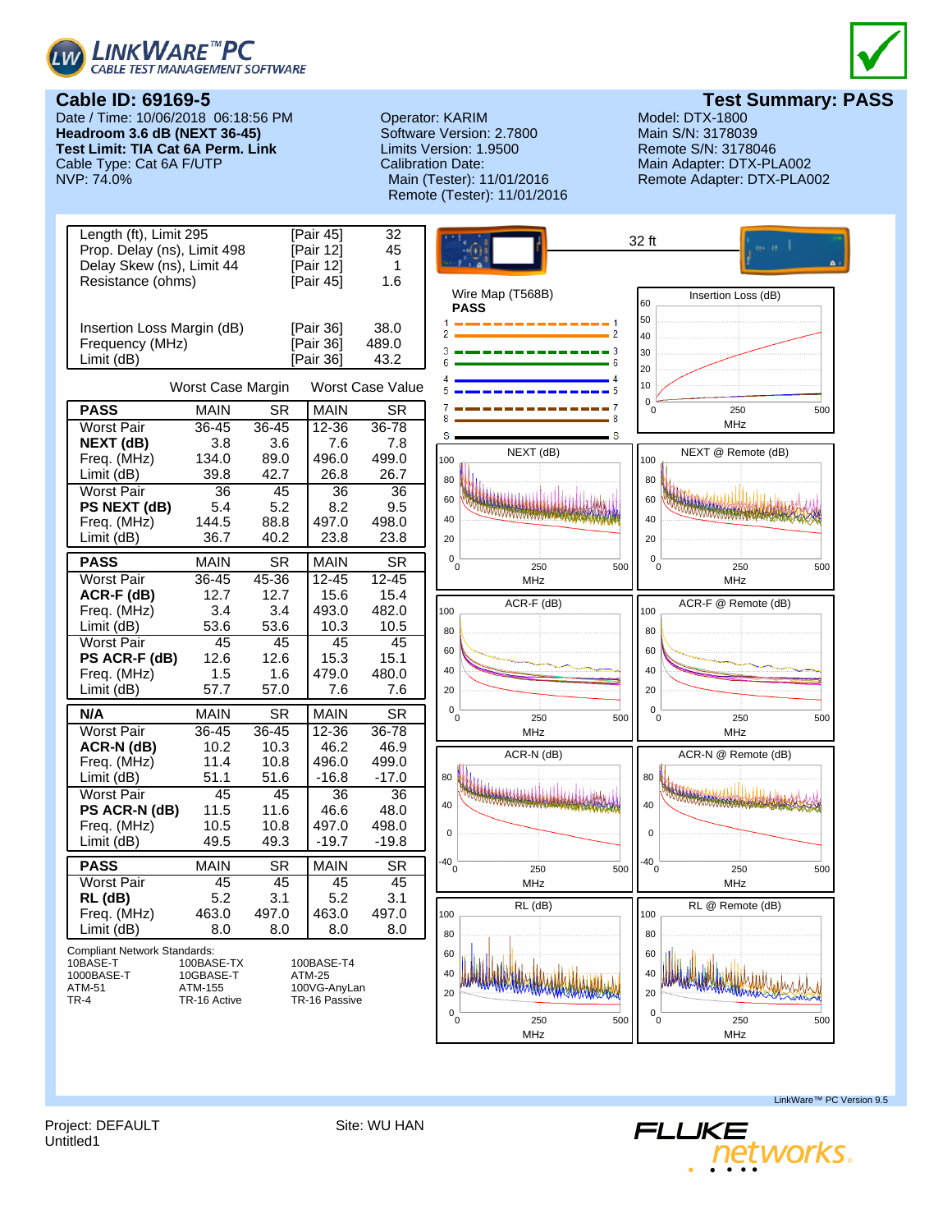LINKWARE™ PC
CABLE TEST MANAGEMENT SOFTWARE

## Cable ID: 69169-5

## Test Summary: PASS

Date / Time: 10/06/2018 06:18:56 PM
**Headroom 3.6 dB (NEXT 36-45)**
**Test Limit: TIA Cat 6A Perm. Link**
Cable Type: Cat 6A F/UTP
NVP: 74.0%

Operator: KARIM
Software Version: 2.7800
Limits Version: 1.9500
Calibration Date:
Main (Tester): 11/01/2016
Remote (Tester): 11/01/2016

Model: DTX-1800
Main S/N: 3178039
Remote S/N: 3178046
Main Adapter: DTX-PLA002
Remote Adapter: DTX-PLA002

| | | |
|---|---|---|
| Length (ft), Limit 295 | [Pair 45] | 32 |
| Prop. Delay (ns), Limit 498 | [Pair 12] | 45 |
| Delay Skew (ns), Limit 44 | [Pair 12] | 1 |
| Resistance (ohms) | [Pair 45] | 1.6 |
| Insertion Loss Margin (dB) | [Pair 36] | 38.0 |
| Frequency (MHz) | [Pair 36] | 489.0 |
| Limit (dB) | [Pair 36] | 43.2 |

| | Worst Case Margin | | Worst Case Value | |
|---|---|---|---|---|
| **PASS** | MAIN | SR | MAIN | SR |
| Worst Pair | 36-45 | 36-45 | 12-36 | 36-78 |
| **NEXT (dB)** | 3.8 | 3.6 | 7.6 | 7.8 |
| Freq. (MHz) | 134.0 | 89.0 | 496.0 | 499.0 |
| Limit (dB) | 39.8 | 42.7 | 26.8 | 26.7 |
| Worst Pair | 36 | 45 | 36 | 36 |
| **PS NEXT (dB)** | 5.4 | 5.2 | 8.2 | 9.5 |
| Freq. (MHz) | 144.5 | 88.8 | 497.0 | 498.0 |
| Limit (dB) | 36.7 | 40.2 | 23.8 | 23.8 |

| **PASS** | MAIN | SR | MAIN | SR |
|---|---|---|---|---|
| Worst Pair | 36-45 | 45-36 | 12-45 | 12-45 |
| **ACR-F (dB)** | 12.7 | 12.7 | 15.6 | 15.4 |
| Freq. (MHz) | 3.4 | 3.4 | 493.0 | 482.0 |
| Limit (dB) | 53.6 | 53.6 | 10.3 | 10.5 |
| Worst Pair | 45 | 45 | 45 | 45 |
| **PS ACR-F (dB)** | 12.6 | 12.6 | 15.3 | 15.1 |
| Freq. (MHz) | 1.5 | 1.6 | 479.0 | 480.0 |
| Limit (dB) | 57.7 | 57.0 | 7.6 | 7.6 |

| **N/A** | MAIN | SR | MAIN | SR |
|---|---|---|---|---|
| Worst Pair | 36-45 | 36-45 | 12-36 | 36-78 |
| **ACR-N (dB)** | 10.2 | 10.3 | 46.2 | 46.9 |
| Freq. (MHz) | 11.4 | 10.8 | 496.0 | 499.0 |
| Limit (dB) | 51.1 | 51.6 | -16.8 | -17.0 |
| Worst Pair | 45 | 45 | 36 | 36 |
| **PS ACR-N (dB)** | 11.5 | 11.6 | 46.6 | 48.0 |
| Freq. (MHz) | 10.5 | 10.8 | 497.0 | 498.0 |
| Limit (dB) | 49.5 | 49.3 | -19.7 | -19.8 |

| **PASS** | MAIN | SR | MAIN | SR |
|---|---|---|---|---|
| Worst Pair | 45 | 45 | 45 | 45 |
| **RL (dB)** | 5.2 | 3.1 | 5.2 | 3.1 |
| Freq. (MHz) | 463.0 | 497.0 | 463.0 | 497.0 |
| Limit (dB) | 8.0 | 8.0 | 8.0 | 8.0 |

Compliant Network Standards:

| | | |
|---|---|---|
| 10BASE-T | 100BASE-TX | 100BASE-T4 |
| 1000BASE-T | 10GBASE-T | ATM-25 |
| ATM-51 | ATM-155 | 100VG-AnyLan |
| TR-4 | TR-16 Active | TR-16 Passive |

32 ft

Wire Map (T568B)
**PASS**

Insertion Loss (dB)

NEXT (dB)

NEXT @ Remote (dB)

ACR-F (dB)

ACR-F @ Remote (dB)

ACR-N (dB)

ACR-N @ Remote (dB)

RL (dB)

RL @ Remote (dB)

LinkWare™ PC Version 9.5

Project: DEFAULT
Untitled1

Site: WU HAN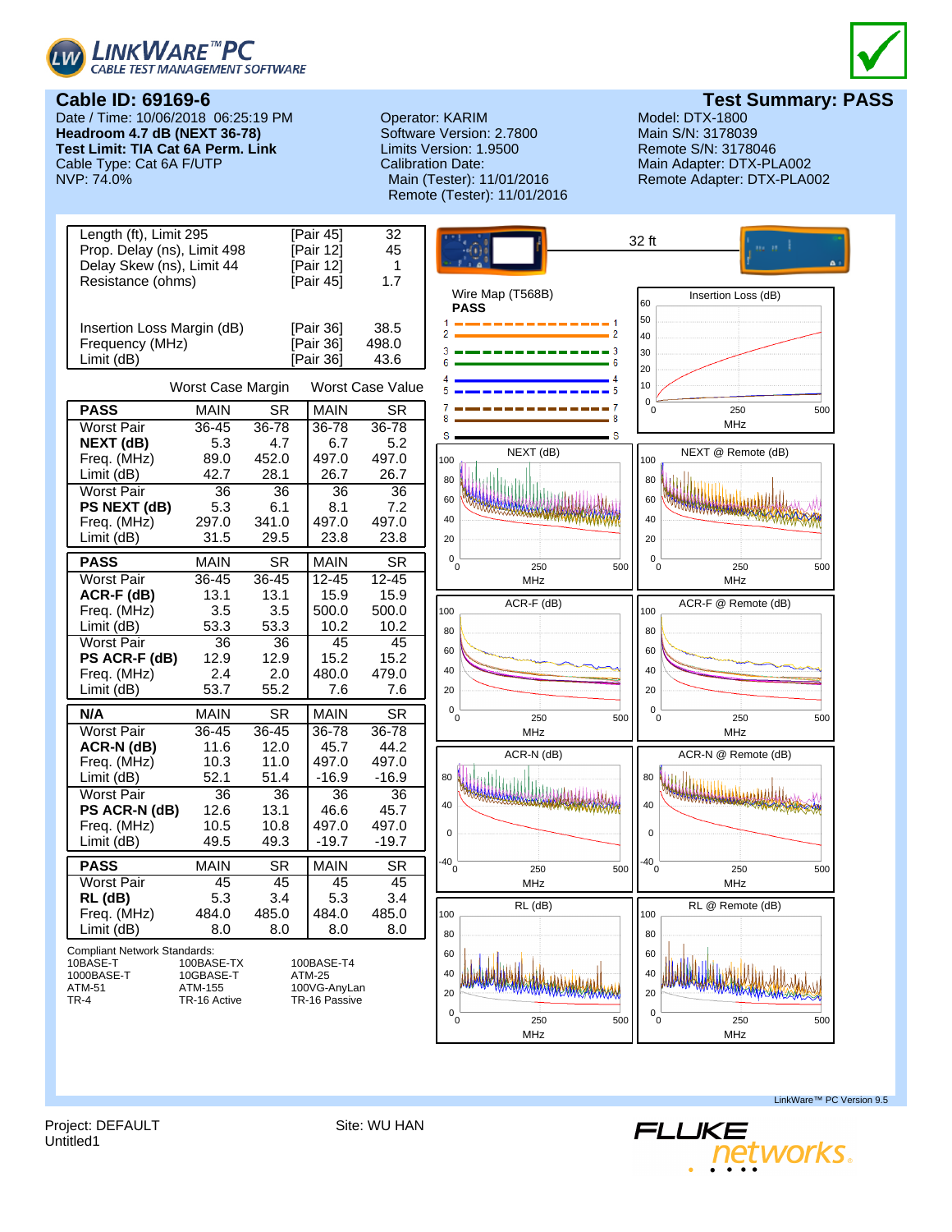LINKWARE™ PC
CABLE TEST MANAGEMENT SOFTWARE

## Cable ID: 69169-6

## Test Summary: PASS

Date / Time: 10/06/2018 06:25:19 PM
**Headroom 4.7 dB (NEXT 36-78)**
**Test Limit: TIA Cat 6A Perm. Link**
Cable Type: Cat 6A F/UTP
NVP: 74.0%

Operator: KARIM
Software Version: 2.7800
Limits Version: 1.9500
Calibration Date:
Main (Tester): 11/01/2016
Remote (Tester): 11/01/2016

Model: DTX-1800
Main S/N: 3178039
Remote S/N: 3178046
Main Adapter: DTX-PLA002
Remote Adapter: DTX-PLA002

| | | |
|---|---|---|
| Length (ft), Limit 295 | [Pair 45] | 32 |
| Prop. Delay (ns), Limit 498 | [Pair 12] | 45 |
| Delay Skew (ns), Limit 44 | [Pair 12] | 1 |
| Resistance (ohms) | [Pair 45] | 1.7 |
| Insertion Loss Margin (dB) | [Pair 36] | 38.5 |
| Frequency (MHz) | [Pair 36] | 498.0 |
| Limit (dB) | [Pair 36] | 43.6 |

| | Worst Case Margin | | Worst Case Value | |
|---|---|---|---|---|
| **PASS** | MAIN | SR | MAIN | SR |
| Worst Pair | 36-45 | 36-78 | 36-78 | 36-78 |
| **NEXT (dB)** | 5.3 | 4.7 | 6.7 | 5.2 |
| Freq. (MHz) | 89.0 | 452.0 | 497.0 | 497.0 |
| Limit (dB) | 42.7 | 28.1 | 26.7 | 26.7 |
| Worst Pair | 36 | 36 | 36 | 36 |
| **PS NEXT (dB)** | 5.3 | 6.1 | 8.1 | 7.2 |
| Freq. (MHz) | 297.0 | 341.0 | 497.0 | 497.0 |
| Limit (dB) | 31.5 | 29.5 | 23.8 | 23.8 |
| **PASS** | MAIN | SR | MAIN | SR |
| Worst Pair | 36-45 | 36-45 | 12-45 | 12-45 |
| **ACR-F (dB)** | 13.1 | 13.1 | 15.9 | 15.9 |
| Freq. (MHz) | 3.5 | 3.5 | 500.0 | 500.0 |
| Limit (dB) | 53.3 | 53.3 | 10.2 | 10.2 |
| Worst Pair | 36 | 36 | 45 | 45 |
| **PS ACR-F (dB)** | 12.9 | 12.9 | 15.2 | 15.2 |
| Freq. (MHz) | 2.4 | 2.0 | 480.0 | 479.0 |
| Limit (dB) | 53.7 | 55.2 | 7.6 | 7.6 |
| **N/A** | MAIN | SR | MAIN | SR |
| Worst Pair | 36-45 | 36-45 | 36-78 | 36-78 |
| **ACR-N (dB)** | 11.6 | 12.0 | 45.7 | 44.2 |
| Freq. (MHz) | 10.3 | 11.0 | 497.0 | 497.0 |
| Limit (dB) | 52.1 | 51.4 | -16.9 | -16.9 |
| Worst Pair | 36 | 36 | 36 | 36 |
| **PS ACR-N (dB)** | 12.6 | 13.1 | 46.6 | 45.7 |
| Freq. (MHz) | 10.5 | 10.8 | 497.0 | 497.0 |
| Limit (dB) | 49.5 | 49.3 | -19.7 | -19.7 |
| **PASS** | MAIN | SR | MAIN | SR |
| Worst Pair | 45 | 45 | 45 | 45 |
| **RL (dB)** | 5.3 | 3.4 | 5.3 | 3.4 |
| Freq. (MHz) | 484.0 | 485.0 | 484.0 | 485.0 |
| Limit (dB) | 8.0 | 8.0 | 8.0 | 8.0 |

Compliant Network Standards:

| | | |
|---|---|---|
| 10BASE-T | 100BASE-TX | 100BASE-T4 |
| 1000BASE-T | 10GBASE-T | ATM-25 |
| ATM-51 | ATM-155 | 100VG-AnyLan |
| TR-4 | TR-16 Active | TR-16 Passive |

32 ft

Wire Map (T568B)
**PASS**
1 2 3 6 4 5 7 8 S

Insertion Loss (dB)
60 50 40 30 20 10 0
0 250 500
MHz

NEXT (dB)
100 80 60 40 20 0
0 250 500
MHz

NEXT @ Remote (dB)
100 80 60 40 20 0
0 250 500
MHz

ACR-F (dB)
100 80 60 40 20 0
0 250 500
MHz

ACR-F @ Remote (dB)
100 80 60 40 20 0
0 250 500
MHz

ACR-N (dB)
80 40 0 -40
0 250 500
MHz

ACR-N @ Remote (dB)
80 40 0 -40
0 250 500
MHz

RL (dB)
100 80 60 40 20 0
0 250 500
MHz

RL @ Remote (dB)
100 80 60 40 20 0
0 250 500
MHz

LinkWare™ PC Version 9.5

Project: DEFAULT
Untitled1

Site: WU HAN

FLUKE networks.